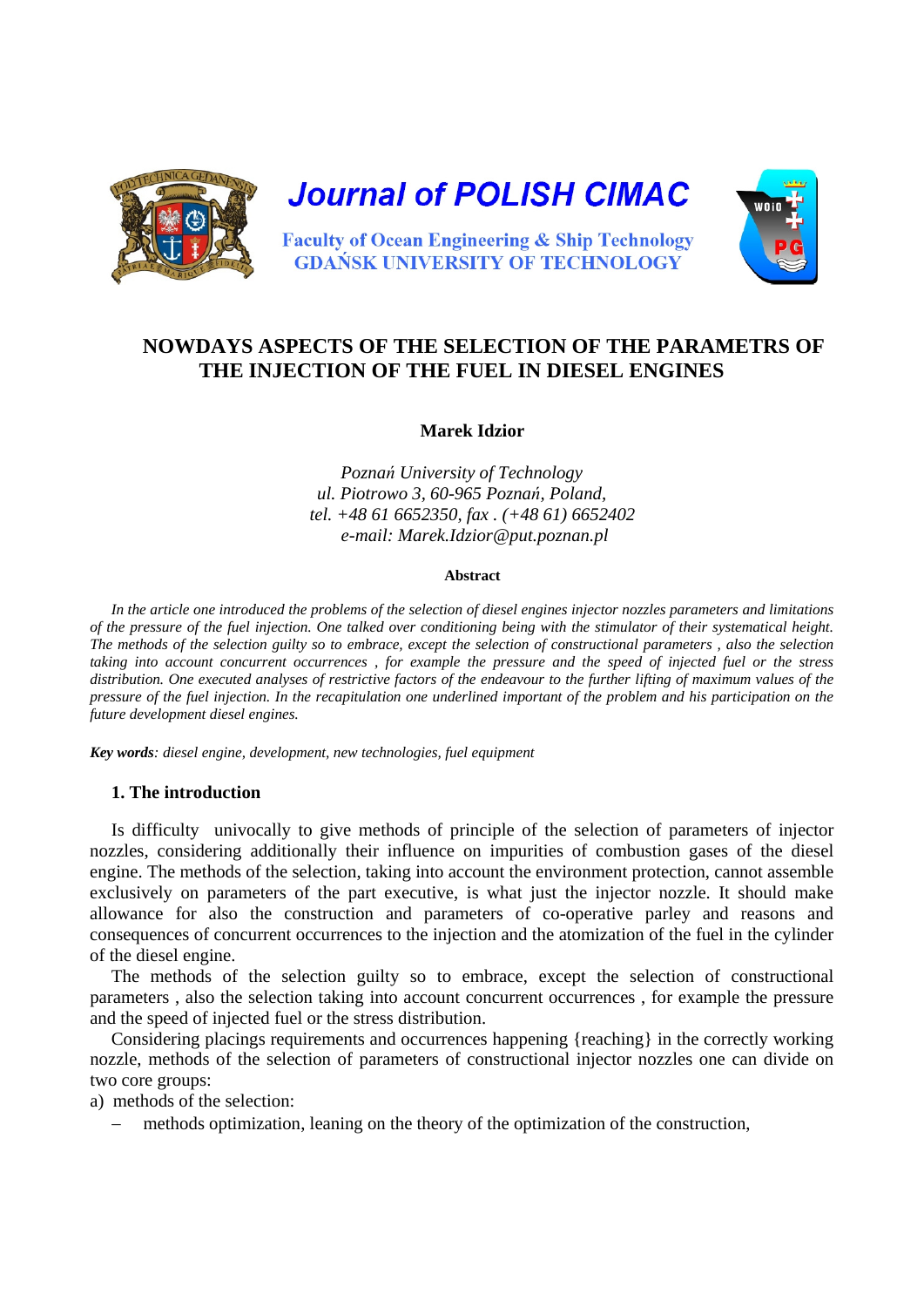Journal of POLISH CIMAC

Faculty of Ocean Engineering & Ship Technology
GDAŃSK UNIVERSITY OF TECHNOLOGY

# NOWDAYS ASPECTS OF THE SELECTION OF THE PARAMETRS OF THE INJECTION OF THE FUEL IN DIESEL ENGINES

**Marek Idzior**

*Poznań University of Technology*
*ul. Piotrowo 3, 60-965 Poznań, Poland,*
*tel. +48 61 6652350, fax . (+48 61) 6652402*
*e-mail: Marek.Idzior@put.poznan.pl*

**Abstract**

*In the article one introduced the problems of the selection of diesel engines injector nozzles parameters and limitations of the pressure of the fuel injection. One talked over conditioning being with the stimulator of their systematical height. The methods of the selection guilty so to embrace, except the selection of constructional parameters , also the selection taking into account concurrent occurrences , for example the pressure and the speed of injected fuel or the stress distribution. One executed analyses of restrictive factors of the endeavour to the further lifting of maximum values of the pressure of the fuel injection. In the recapitulation one underlined important of the problem and his participation on the future development diesel engines.*

***Key words**: diesel engine, development, new technologies, fuel equipment*

## 1. The introduction

Is difficulty unívocally to give methods of principle of the selection of parameters of injector nozzles, considering additionally their influence on impurities of combustion gases of the diesel engine. The methods of the selection, taking into account the environment protection, cannot assemble exclusively on parameters of the part executive, is what just the injector nozzle. It should make allowance for also the construction and parameters of co-operative parley and reasons and consequences of concurrent occurrences to the injection and the atomization of the fuel in the cylinder of the diesel engine.

The methods of the selection guilty so to embrace, except the selection of constructional parameters , also the selection taking into account concurrent occurrences , for example the pressure and the speed of injected fuel or the stress distribution.

Considering placings requirements and occurrences happening {reaching} in the correctly working nozzle, methods of the selection of parameters of constructional injector nozzles one can divide on two core groups:

a) methods of the selection:

- methods optimization, leaning on the theory of the optimization of the construction,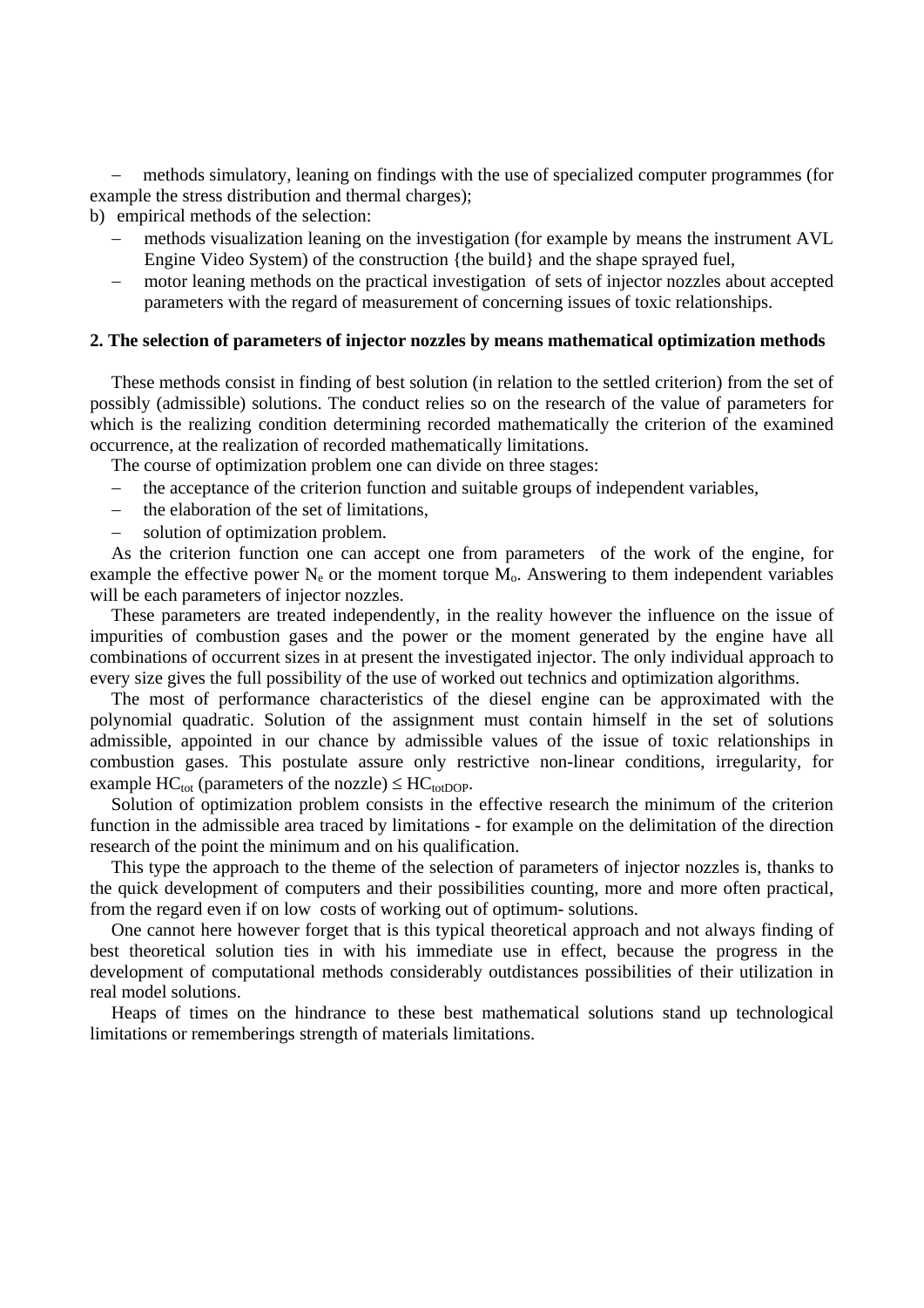- methods simulatory, leaning on findings with the use of specialized computer programmes (for example the stress distribution and thermal charges);

b) empirical methods of the selection:

- methods visualization leaning on the investigation (for example by means the instrument AVL Engine Video System) of the construction {the build} and the shape sprayed fuel,
- motor leaning methods on the practical investigation of sets of injector nozzles about accepted parameters with the regard of measurement of concerning issues of toxic relationships.

**2. The selection of parameters of injector nozzles by means mathematical optimization methods**

These methods consist in finding of best solution (in relation to the settled criterion) from the set of possibly (admissible) solutions. The conduct relies so on the research of the value of parameters for which is the realizing condition determining recorded mathematically the criterion of the examined occurrence, at the realization of recorded mathematically limitations.

The course of optimization problem one can divide on three stages:

- the acceptance of the criterion function and suitable groups of independent variables,
- the elaboration of the set of limitations,
- solution of optimization problem.

As the criterion function one can accept one from parameters of the work of the engine, for example the effective power $N_e$ or the moment torque $M_o$. Answering to them independent variables will be each parameters of injector nozzles.

These parameters are treated independently, in the reality however the influence on the issue of impurities of combustion gases and the power or the moment generated by the engine have all combinations of occurrent sizes in at present the investigated injector. The only individual approach to every size gives the full possibility of the use of worked out technics and optimization algorithms.

The most of performance characteristics of the diesel engine can be approximated with the polynomial quadratic. Solution of the assignment must contain himself in the set of solutions admissible, appointed in our chance by admissible values of the issue of toxic relationships in combustion gases. This postulate assure only restrictive non-linear conditions, irregularity, for example $HC_{tot}$ (parameters of the nozzle) $\leq HC_{totDOP}$.

Solution of optimization problem consists in the effective research the minimum of the criterion function in the admissible area traced by limitations - for example on the delimitation of the direction research of the point the minimum and on his qualification.

This type the approach to the theme of the selection of parameters of injector nozzles is, thanks to the quick development of computers and their possibilities counting, more and more often practical, from the regard even if on low costs of working out of optimum- solutions.

One cannot here however forget that is this typical theoretical approach and not always finding of best theoretical solution ties in with his immediate use in effect, because the progress in the development of computational methods considerably outdistances possibilities of their utilization in real model solutions.

Heaps of times on the hindrance to these best mathematical solutions stand up technological limitations or rememberings strength of materials limitations.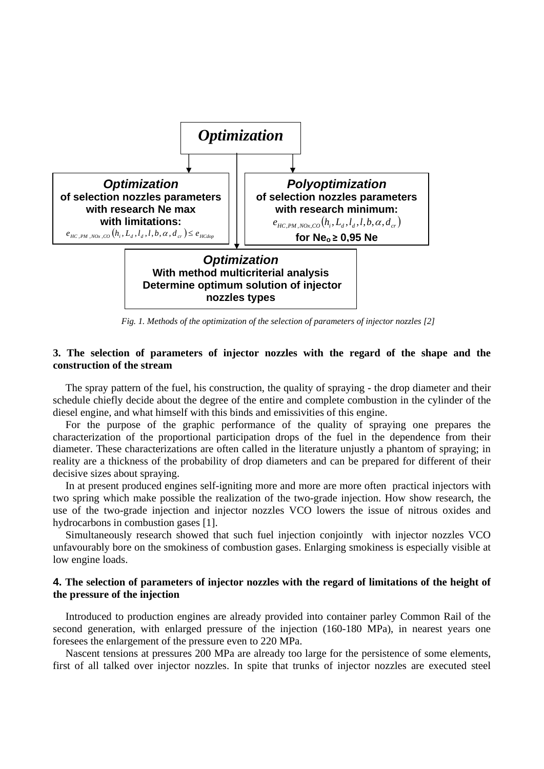Optimization

**Optimization**
**of selection nozzles parameters with research Ne max with limitations:**
$e_{HC,PM,NOx,CO}(h_i, L_d, l_d, l, b, \alpha, d_{cr}) \le e_{HCdop}$

**Polyoptimization**
**of selection nozzles parameters with research minimum:**
$e_{HC,PM,NOx,CO}(h_i, L_d, l_d, l, b, \alpha, d_{cr})$
**for $Ne_o \geq 0{,}95$ Ne**

**Optimization**
**With method multicriterial analysis Determine optimum solution of injector nozzles types**

*Fig. 1. Methods of the optimization of the selection of parameters of injector nozzles [2]*

## 3. The selection of parameters of injector nozzles with the regard of the shape and the construction of the stream

The spray pattern of the fuel, his construction, the quality of spraying - the drop diameter and their schedule chiefly decide about the degree of the entire and complete combustion in the cylinder of the diesel engine, and what himself with this binds and emissivities of this engine.

For the purpose of the graphic performance of the quality of spraying one prepares the characterization of the proportional participation drops of the fuel in the dependence from their diameter. These characterizations are often called in the literature unjustly a phantom of spraying; in reality are a thickness of the probability of drop diameters and can be prepared for different of their decisive sizes about spraying.

In at present produced engines self-igniting more and more are more often practical injectors with two spring which make possible the realization of the two-grade injection. How show research, the use of the two-grade injection and injector nozzles VCO lowers the issue of nitrous oxides and hydrocarbons in combustion gases [1].

Simultaneously research showed that such fuel injection conjointly with injector nozzles VCO unfavourably bore on the smokiness of combustion gases. Enlarging smokiness is especially visible at low engine loads.

## 4. The selection of parameters of injector nozzles with the regard of limitations of the height of the pressure of the injection

Introduced to production engines are already provided into container parley Common Rail of the second generation, with enlarged pressure of the injection (160-180 MPa), in nearest years one foresees the enlargement of the pressure even to 220 MPa.

Nascent tensions at pressures 200 MPa are already too large for the persistence of some elements, first of all talked over injector nozzles. In spite that trunks of injector nozzles are executed steel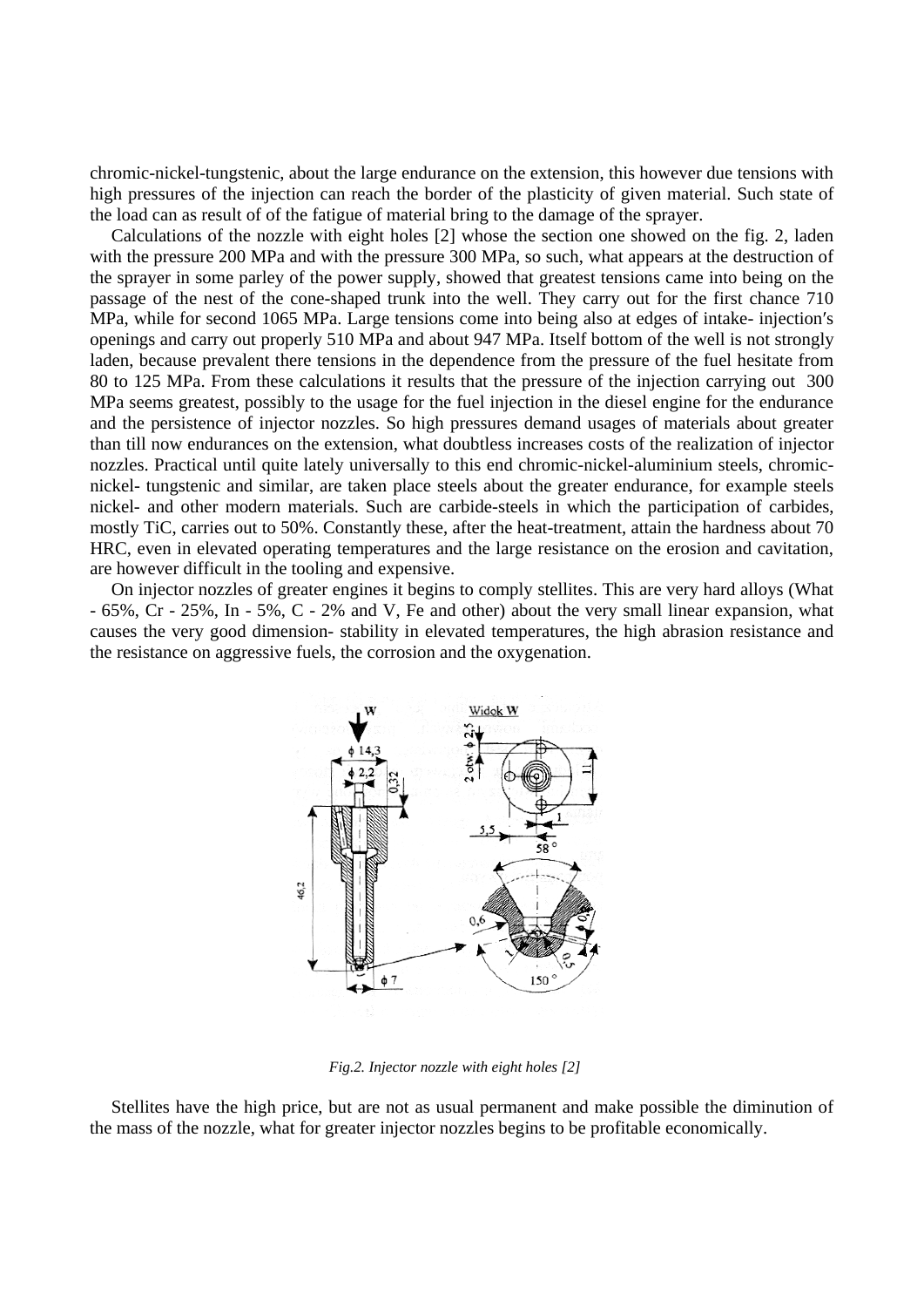chromic-nickel-tungstenic, about the large endurance on the extension, this however due tensions with high pressures of the injection can reach the border of the plasticity of given material. Such state of the load can as result of of the fatigue of material bring to the damage of the sprayer.

Calculations of the nozzle with eight holes [2] whose the section one showed on the fig. 2, laden with the pressure 200 MPa and with the pressure 300 MPa, so such, what appears at the destruction of the sprayer in some parley of the power supply, showed that greatest tensions came into being on the passage of the nest of the cone-shaped trunk into the well. They carry out for the first chance 710 MPa, while for second 1065 MPa. Large tensions come into being also at edges of intake- injection′s openings and carry out properly 510 MPa and about 947 MPa. Itself bottom of the well is not strongly laden, because prevalent there tensions in the dependence from the pressure of the fuel hesitate from 80 to 125 MPa. From these calculations it results that the pressure of the injection carrying out 300 MPa seems greatest, possibly to the usage for the fuel injection in the diesel engine for the endurance and the persistence of injector nozzles. So high pressures demand usages of materials about greater than till now endurances on the extension, what doubtless increases costs of the realization of injector nozzles. Practical until quite lately universally to this end chromic-nickel-aluminium steels, chromic-nickel- tungstenic and similar, are taken place steels about the greater endurance, for example steels nickel- and other modern materials. Such are carbide-steels in which the participation of carbides, mostly TiC, carries out to 50%. Constantly these, after the heat-treatment, attain the hardness about 70 HRC, even in elevated operating temperatures and the large resistance on the erosion and cavitation, are however difficult in the tooling and expensive.

On injector nozzles of greater engines it begins to comply stellites. This are very hard alloys (What - 65%, Cr - 25%, In - 5%, C - 2% and V, Fe and other) about the very small linear expansion, what causes the very good dimension- stability in elevated temperatures, the high abrasion resistance and the resistance on aggressive fuels, the corrosion and the oxygenation.

*Fig.2. Injector nozzle with eight holes [2]*

Stellites have the high price, but are not as usual permanent and make possible the diminution of the mass of the nozzle, what for greater injector nozzles begins to be profitable economically.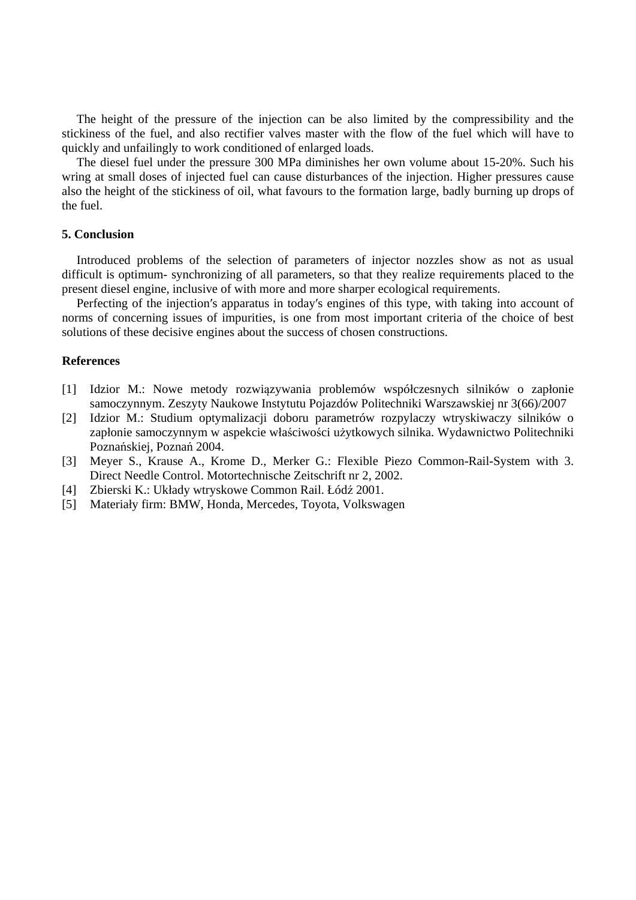The height of the pressure of the injection can be also limited by the compressibility and the stickiness of the fuel, and also rectifier valves master with the flow of the fuel which will have to quickly and unfailingly to work conditioned of enlarged loads.

The diesel fuel under the pressure 300 MPa diminishes her own volume about 15-20%. Such his wring at small doses of injected fuel can cause disturbances of the injection. Higher pressures cause also the height of the stickiness of oil, what favours to the formation large, badly burning up drops of the fuel.

### 5. Conclusion

Introduced problems of the selection of parameters of injector nozzles show as not as usual difficult is optimum- synchronizing of all parameters, so that they realize requirements placed to the present diesel engine, inclusive of with more and more sharper ecological requirements.

Perfecting of the injection′s apparatus in today′s engines of this type, with taking into account of norms of concerning issues of impurities, is one from most important criteria of the choice of best solutions of these decisive engines about the success of chosen constructions.

### References

[1] Idzior M.: Nowe metody rozwiązywania problemów współczesnych silników o zapłonie samoczynnym. Zeszyty Naukowe Instytutu Pojazdów Politechniki Warszawskiej nr 3(66)/2007

[2] Idzior M.: Studium optymalizacji doboru parametrów rozpylaczy wtryskiwaczy silników o zapłonie samoczynnym w aspekcie właściwości użytkowych silnika. Wydawnictwo Politechniki Poznańskiej, Poznań 2004.

[3] Meyer S., Krause A., Krome D., Merker G.: Flexible Piezo Common-Rail-System with 3. Direct Needle Control. Motortechnische Zeitschrift nr 2, 2002.

[4] Zbierski K.: Układy wtryskowe Common Rail. Łódź 2001.

[5] Materiały firm: BMW, Honda, Mercedes, Toyota, Volkswagen